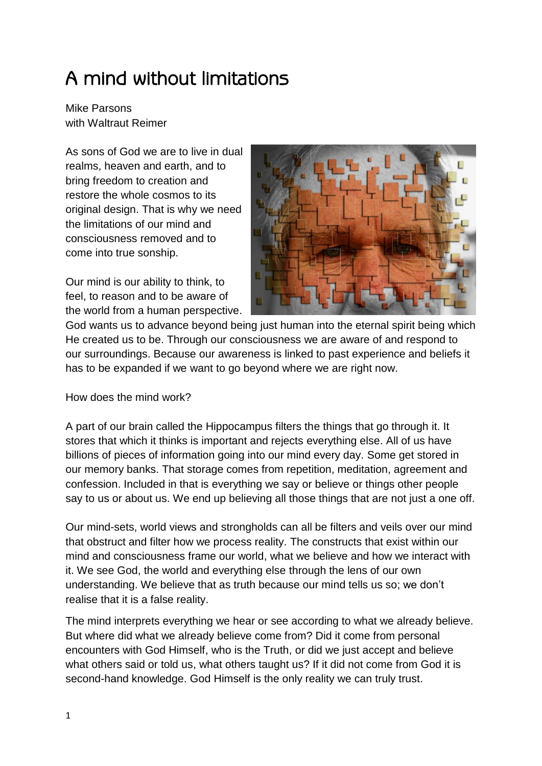# A mind without limitations

Mike Parsons
with Waltraut Reimer

As sons of God we are to live in dual realms, heaven and earth, and to bring freedom to creation and restore the whole cosmos to its original design. That is why we need the limitations of our mind and consciousness removed and to come into true sonship.

Our mind is our ability to think, to feel, to reason and to be aware of the world from a human perspective. God wants us to advance beyond being just human into the eternal spirit being which He created us to be. Through our consciousness we are aware of and respond to our surroundings. Because our awareness is linked to past experience and beliefs it has to be expanded if we want to go beyond where we are right now.

How does the mind work?

A part of our brain called the Hippocampus filters the things that go through it. It stores that which it thinks is important and rejects everything else. All of us have billions of pieces of information going into our mind every day. Some get stored in our memory banks. That storage comes from repetition, meditation, agreement and confession. Included in that is everything we say or believe or things other people say to us or about us. We end up believing all those things that are not just a one off.

Our mind-sets, world views and strongholds can all be filters and veils over our mind that obstruct and filter how we process reality. The constructs that exist within our mind and consciousness frame our world, what we believe and how we interact with it. We see God, the world and everything else through the lens of our own understanding. We believe that as truth because our mind tells us so; we don't realise that it is a false reality.

The mind interprets everything we hear or see according to what we already believe. But where did what we already believe come from? Did it come from personal encounters with God Himself, who is the Truth, or did we just accept and believe what others said or told us, what others taught us? If it did not come from God it is second-hand knowledge. God Himself is the only reality we can truly trust.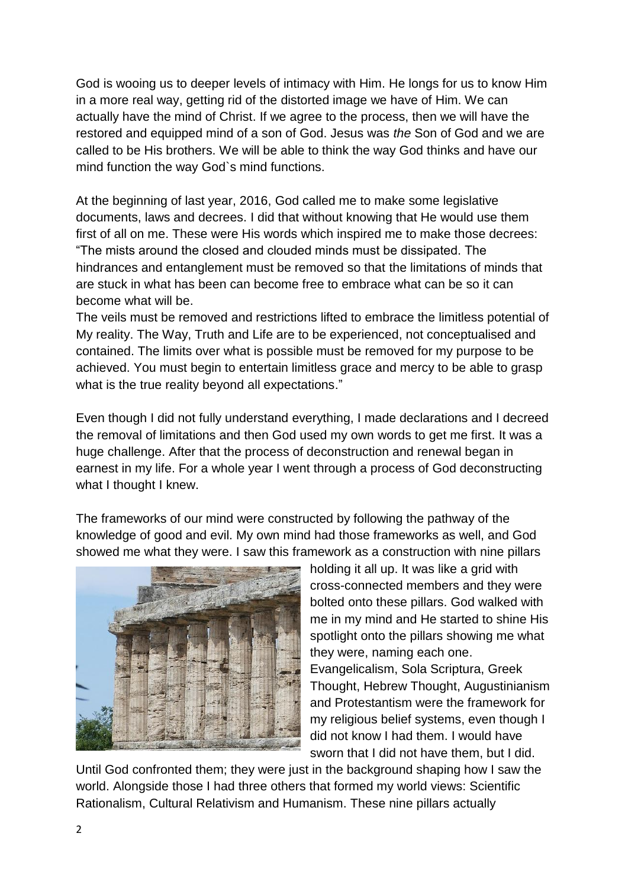God is wooing us to deeper levels of intimacy with Him. He longs for us to know Him in a more real way, getting rid of the distorted image we have of Him. We can actually have the mind of Christ. If we agree to the process, then we will have the restored and equipped mind of a son of God. Jesus was *the* Son of God and we are called to be His brothers. We will be able to think the way God thinks and have our mind function the way God`s mind functions.

At the beginning of last year, 2016, God called me to make some legislative documents, laws and decrees. I did that without knowing that He would use them first of all on me. These were His words which inspired me to make those decrees: "The mists around the closed and clouded minds must be dissipated. The hindrances and entanglement must be removed so that the limitations of minds that are stuck in what has been can become free to embrace what can be so it can become what will be.
The veils must be removed and restrictions lifted to embrace the limitless potential of My reality. The Way, Truth and Life are to be experienced, not conceptualised and contained. The limits over what is possible must be removed for my purpose to be achieved. You must begin to entertain limitless grace and mercy to be able to grasp what is the true reality beyond all expectations."

Even though I did not fully understand everything, I made declarations and I decreed the removal of limitations and then God used my own words to get me first. It was a huge challenge. After that the process of deconstruction and renewal began in earnest in my life. For a whole year I went through a process of God deconstructing what I thought I knew.

The frameworks of our mind were constructed by following the pathway of the knowledge of good and evil. My own mind had those frameworks as well, and God showed me what they were. I saw this framework as a construction with nine pillars holding it all up. It was like a grid with cross-connected members and they were bolted onto these pillars. God walked with me in my mind and He started to shine His spotlight onto the pillars showing me what they were, naming each one. Evangelicalism, Sola Scriptura, Greek Thought, Hebrew Thought, Augustinianism and Protestantism were the framework for my religious belief systems, even though I did not know I had them. I would have sworn that I did not have them, but I did. Until God confronted them; they were just in the background shaping how I saw the world. Alongside those I had three others that formed my world views: Scientific Rationalism, Cultural Relativism and Humanism. These nine pillars actually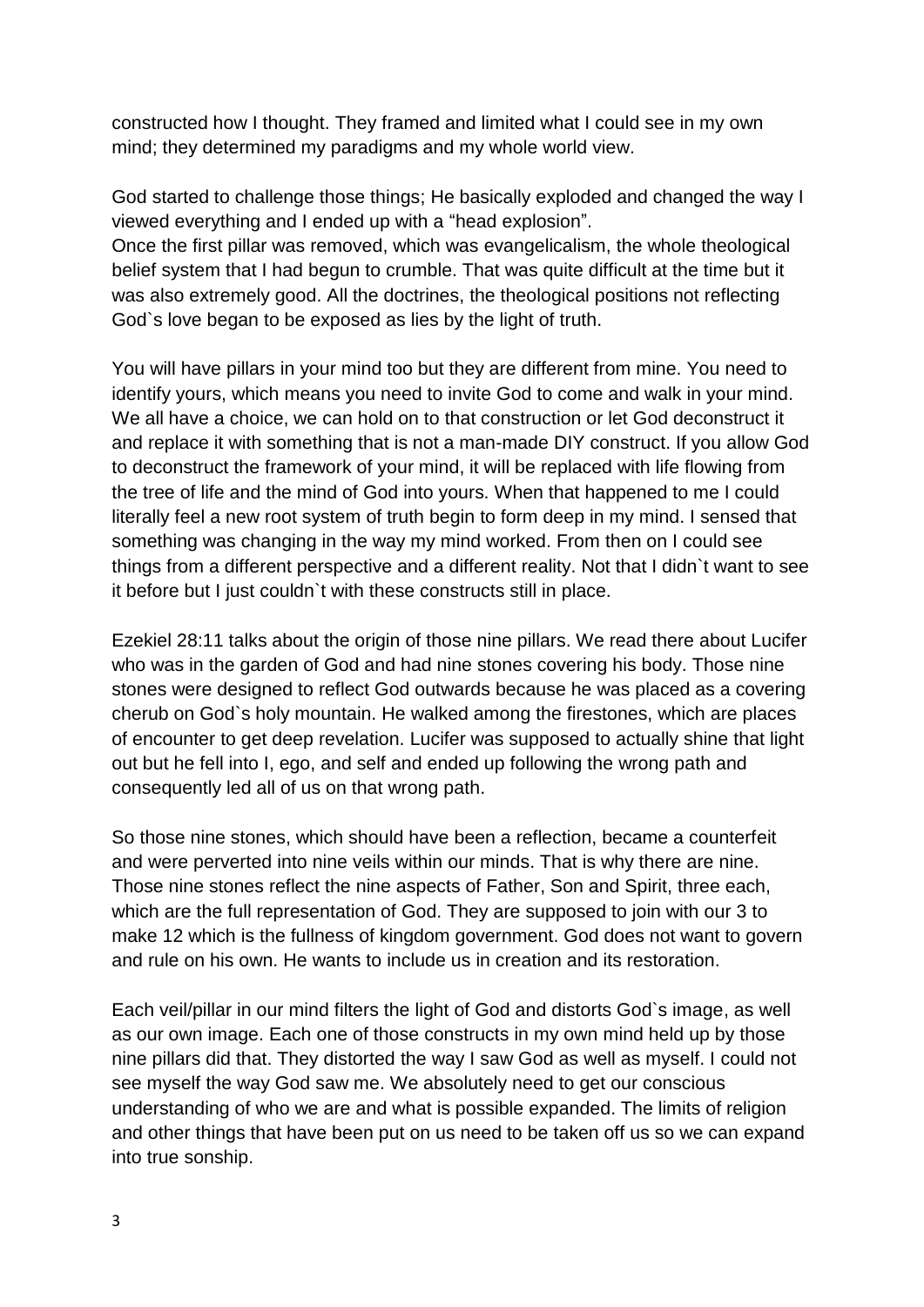constructed how I thought. They framed and limited what I could see in my own mind; they determined my paradigms and my whole world view.

God started to challenge those things; He basically exploded and changed the way I viewed everything and I ended up with a "head explosion".
Once the first pillar was removed, which was evangelicalism, the whole theological belief system that I had begun to crumble. That was quite difficult at the time but it was also extremely good. All the doctrines, the theological positions not reflecting God`s love began to be exposed as lies by the light of truth.

You will have pillars in your mind too but they are different from mine. You need to identify yours, which means you need to invite God to come and walk in your mind. We all have a choice, we can hold on to that construction or let God deconstruct it and replace it with something that is not a man-made DIY construct. If you allow God to deconstruct the framework of your mind, it will be replaced with life flowing from the tree of life and the mind of God into yours. When that happened to me I could literally feel a new root system of truth begin to form deep in my mind. I sensed that something was changing in the way my mind worked. From then on I could see things from a different perspective and a different reality. Not that I didn`t want to see it before but I just couldn`t with these constructs still in place.

Ezekiel 28:11 talks about the origin of those nine pillars. We read there about Lucifer who was in the garden of God and had nine stones covering his body. Those nine stones were designed to reflect God outwards because he was placed as a covering cherub on God`s holy mountain. He walked among the firestones, which are places of encounter to get deep revelation. Lucifer was supposed to actually shine that light out but he fell into I, ego, and self and ended up following the wrong path and consequently led all of us on that wrong path.

So those nine stones, which should have been a reflection, became a counterfeit and were perverted into nine veils within our minds. That is why there are nine. Those nine stones reflect the nine aspects of Father, Son and Spirit, three each, which are the full representation of God. They are supposed to join with our 3 to make 12 which is the fullness of kingdom government. God does not want to govern and rule on his own. He wants to include us in creation and its restoration.

Each veil/pillar in our mind filters the light of God and distorts God`s image, as well as our own image. Each one of those constructs in my own mind held up by those nine pillars did that. They distorted the way I saw God as well as myself. I could not see myself the way God saw me. We absolutely need to get our conscious understanding of who we are and what is possible expanded. The limits of religion and other things that have been put on us need to be taken off us so we can expand into true sonship.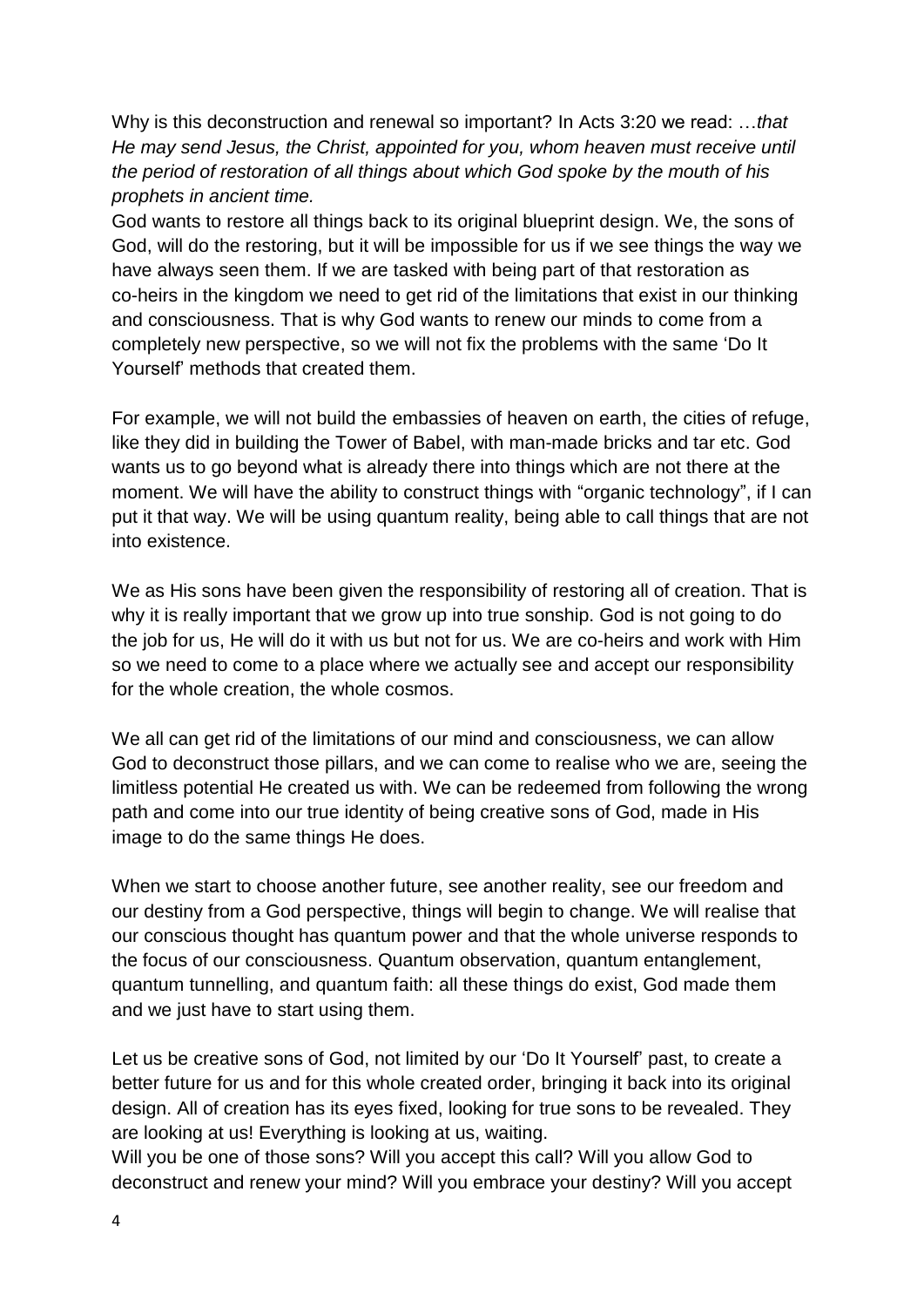Why is this deconstruction and renewal so important? In Acts 3:20 we read: …*that He may send Jesus, the Christ, appointed for you, whom heaven must receive until the period of restoration of all things about which God spoke by the mouth of his prophets in ancient time.*

God wants to restore all things back to its original blueprint design. We, the sons of God, will do the restoring, but it will be impossible for us if we see things the way we have always seen them. If we are tasked with being part of that restoration as co-heirs in the kingdom we need to get rid of the limitations that exist in our thinking and consciousness. That is why God wants to renew our minds to come from a completely new perspective, so we will not fix the problems with the same 'Do It Yourself' methods that created them.

For example, we will not build the embassies of heaven on earth, the cities of refuge, like they did in building the Tower of Babel, with man-made bricks and tar etc. God wants us to go beyond what is already there into things which are not there at the moment. We will have the ability to construct things with "organic technology", if I can put it that way. We will be using quantum reality, being able to call things that are not into existence.

We as His sons have been given the responsibility of restoring all of creation. That is why it is really important that we grow up into true sonship. God is not going to do the job for us, He will do it with us but not for us. We are co-heirs and work with Him so we need to come to a place where we actually see and accept our responsibility for the whole creation, the whole cosmos.

We all can get rid of the limitations of our mind and consciousness, we can allow God to deconstruct those pillars, and we can come to realise who we are, seeing the limitless potential He created us with. We can be redeemed from following the wrong path and come into our true identity of being creative sons of God, made in His image to do the same things He does.

When we start to choose another future, see another reality, see our freedom and our destiny from a God perspective, things will begin to change. We will realise that our conscious thought has quantum power and that the whole universe responds to the focus of our consciousness. Quantum observation, quantum entanglement, quantum tunnelling, and quantum faith: all these things do exist, God made them and we just have to start using them.

Let us be creative sons of God, not limited by our 'Do It Yourself' past, to create a better future for us and for this whole created order, bringing it back into its original design. All of creation has its eyes fixed, looking for true sons to be revealed. They are looking at us! Everything is looking at us, waiting.

Will you be one of those sons? Will you accept this call? Will you allow God to deconstruct and renew your mind? Will you embrace your destiny? Will you accept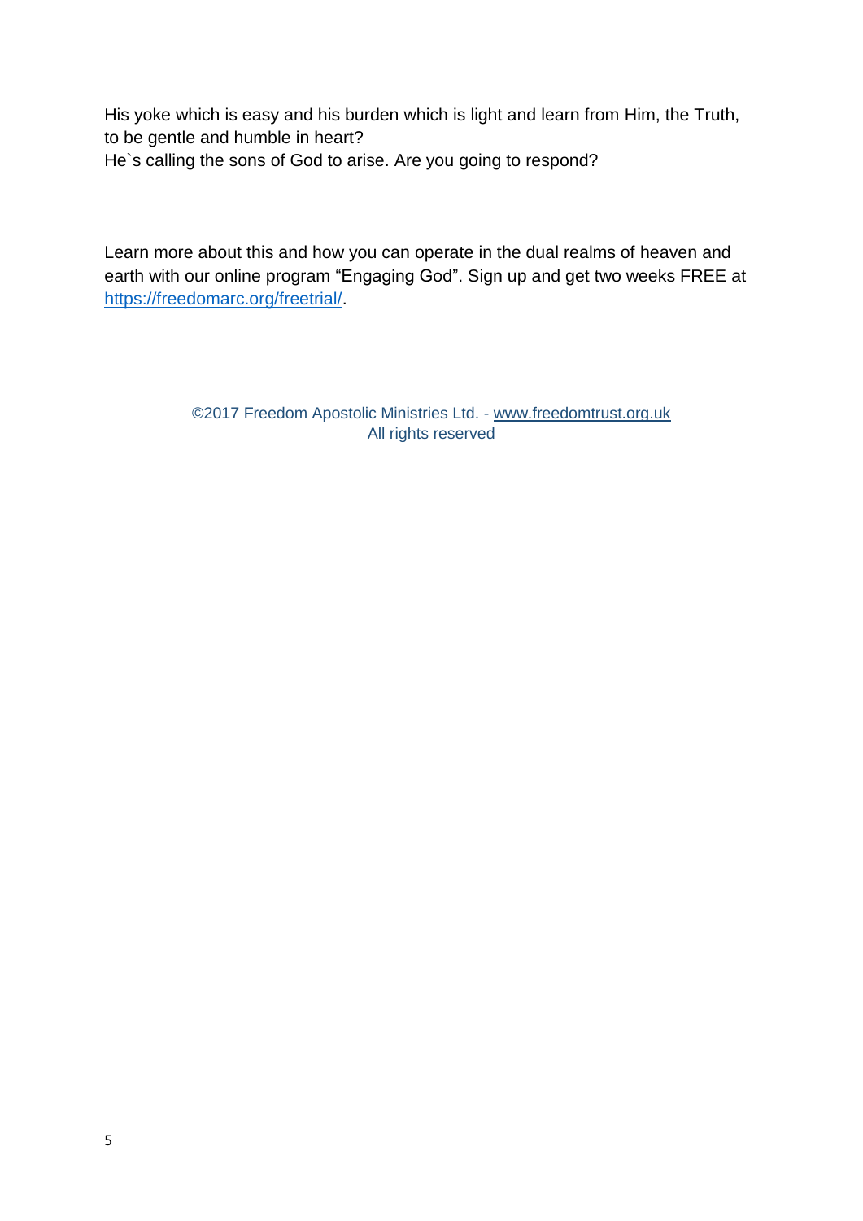His yoke which is easy and his burden which is light and learn from Him, the Truth, to be gentle and humble in heart?
He`s calling the sons of God to arise. Are you going to respond?

Learn more about this and how you can operate in the dual realms of heaven and earth with our online program "Engaging God". Sign up and get two weeks FREE at https://freedomarc.org/freetrial/.

©2017 Freedom Apostolic Ministries Ltd. - www.freedomtrust.org.uk
All rights reserved